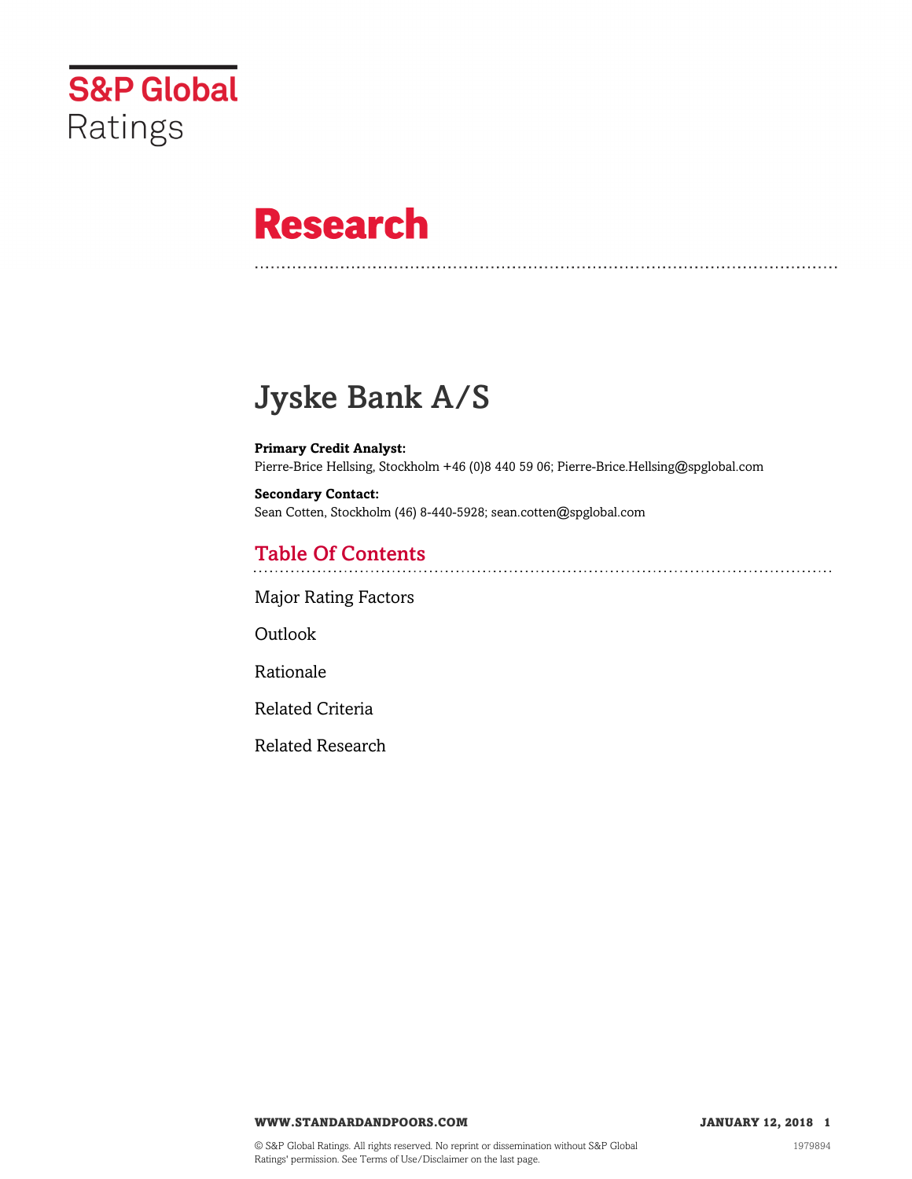S&P Global Ratings

# Research

## Jyske Bank A/S

**Primary Credit Analyst:**
Pierre-Brice Hellsing, Stockholm +46 (0)8 440 59 06; Pierre-Brice.Hellsing@spglobal.com

**Secondary Contact:**
Sean Cotten, Stockholm (46) 8-440-5928; sean.cotten@spglobal.com

### Table Of Contents

Major Rating Factors

Outlook

Rationale

Related Criteria

Related Research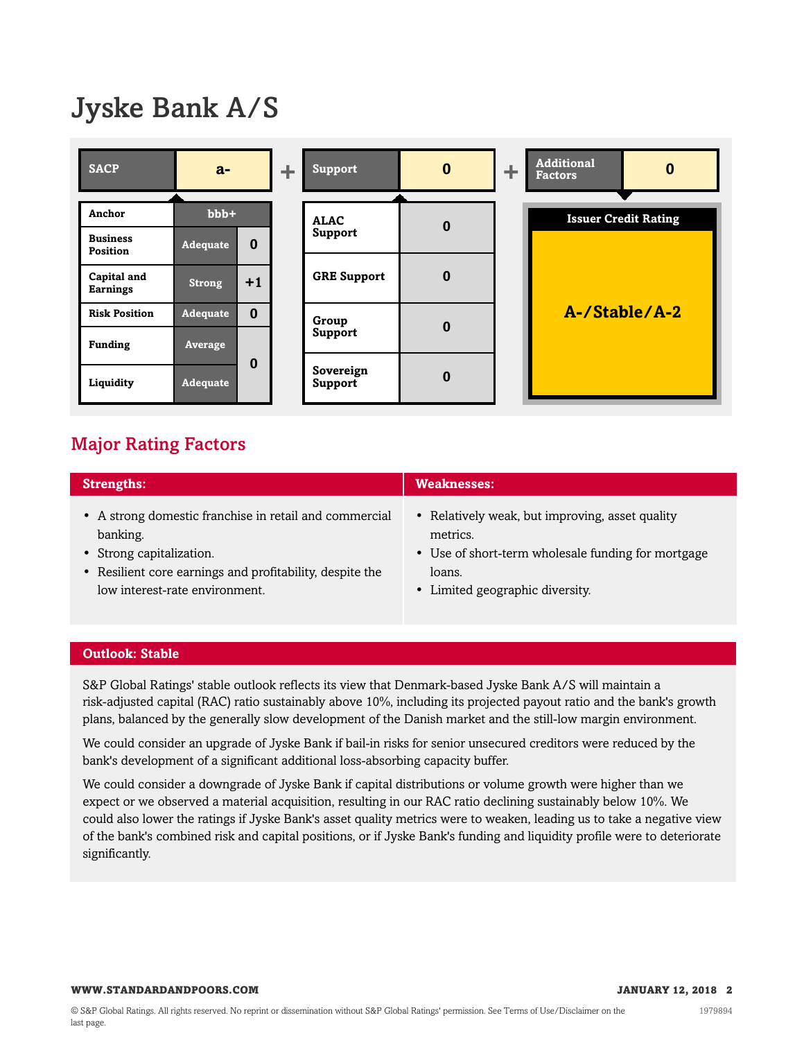# Jyske Bank A/S

| SACP | a- |
|---|---|
| Anchor | bbb+ |
| Business Position | Adequate / 0 |
| Capital and Earnings | Strong / +1 |
| Risk Position | Adequate / 0 |
| Funding | Average / 0 |
| Liquidity | Adequate / 0 |

\+

| Support | 0 |
|---|---|
| ALAC Support | 0 |
| GRE Support | 0 |
| Group Support | 0 |
| Sovereign Support | 0 |

\+

| Additional Factors | 0 |
|---|---|

**Issuer Credit Rating**

**A-/Stable/A-2**

## Major Rating Factors

| Strengths: | Weaknesses: |
|---|---|
| • A strong domestic franchise in retail and commercial banking.<br>• Strong capitalization.<br>• Resilient core earnings and profitability, despite the low interest-rate environment. | • Relatively weak, but improving, asset quality metrics.<br>• Use of short-term wholesale funding for mortgage loans.<br>• Limited geographic diversity. |

### Outlook: Stable

S&P Global Ratings' stable outlook reflects its view that Denmark-based Jyske Bank A/S will maintain a risk-adjusted capital (RAC) ratio sustainably above 10%, including its projected payout ratio and the bank's growth plans, balanced by the generally slow development of the Danish market and the still-low margin environment.

We could consider an upgrade of Jyske Bank if bail-in risks for senior unsecured creditors were reduced by the bank's development of a significant additional loss-absorbing capacity buffer.

We could consider a downgrade of Jyske Bank if capital distributions or volume growth were higher than we expect or we observed a material acquisition, resulting in our RAC ratio declining sustainably below 10%. We could also lower the ratings if Jyske Bank's asset quality metrics were to weaken, leading us to take a negative view of the bank's combined risk and capital positions, or if Jyske Bank's funding and liquidity profile were to deteriorate significantly.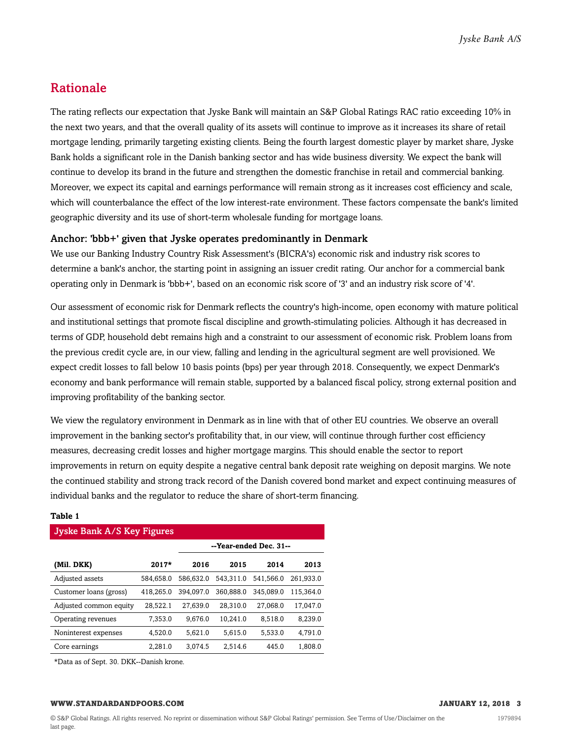## Rationale

The rating reflects our expectation that Jyske Bank will maintain an S&P Global Ratings RAC ratio exceeding 10% in the next two years, and that the overall quality of its assets will continue to improve as it increases its share of retail mortgage lending, primarily targeting existing clients. Being the fourth largest domestic player by market share, Jyske Bank holds a significant role in the Danish banking sector and has wide business diversity. We expect the bank will continue to develop its brand in the future and strengthen the domestic franchise in retail and commercial banking. Moreover, we expect its capital and earnings performance will remain strong as it increases cost efficiency and scale, which will counterbalance the effect of the low interest-rate environment. These factors compensate the bank's limited geographic diversity and its use of short-term wholesale funding for mortgage loans.

### Anchor: 'bbb+' given that Jyske operates predominantly in Denmark

We use our Banking Industry Country Risk Assessment's (BICRA's) economic risk and industry risk scores to determine a bank's anchor, the starting point in assigning an issuer credit rating. Our anchor for a commercial bank operating only in Denmark is 'bbb+', based on an economic risk score of '3' and an industry risk score of '4'.

Our assessment of economic risk for Denmark reflects the country's high-income, open economy with mature political and institutional settings that promote fiscal discipline and growth-stimulating policies. Although it has decreased in terms of GDP, household debt remains high and a constraint to our assessment of economic risk. Problem loans from the previous credit cycle are, in our view, falling and lending in the agricultural segment are well provisioned. We expect credit losses to fall below 10 basis points (bps) per year through 2018. Consequently, we expect Denmark's economy and bank performance will remain stable, supported by a balanced fiscal policy, strong external position and improving profitability of the banking sector.

We view the regulatory environment in Denmark as in line with that of other EU countries. We observe an overall improvement in the banking sector's profitability that, in our view, will continue through further cost efficiency measures, decreasing credit losses and higher mortgage margins. This should enable the sector to report improvements in return on equity despite a negative central bank deposit rate weighing on deposit margins. We note the continued stability and strong track record of the Danish covered bond market and expect continuing measures of individual banks and the regulator to reduce the share of short-term financing.

**Table 1**

| Jyske Bank A/S Key Figures | | | | | |
|---|---|---|---|---|---|
| | | --Year-ended Dec. 31-- | | | |
| **(Mil. DKK)** | **2017*** | **2016** | **2015** | **2014** | **2013** |
| Adjusted assets | 584,658.0 | 586,632.0 | 543,311.0 | 541,566.0 | 261,933.0 |
| Customer loans (gross) | 418,265.0 | 394,097.0 | 360,888.0 | 345,089.0 | 115,364.0 |
| Adjusted common equity | 28,522.1 | 27,639.0 | 28,310.0 | 27,068.0 | 17,047.0 |
| Operating revenues | 7,353.0 | 9,676.0 | 10,241.0 | 8,518.0 | 8,239.0 |
| Noninterest expenses | 4,520.0 | 5,621.0 | 5,615.0 | 5,533.0 | 4,791.0 |
| Core earnings | 2,281.0 | 3,074.5 | 2,514.6 | 445.0 | 1,808.0 |

*Data as of Sept. 30. DKK--Danish krone.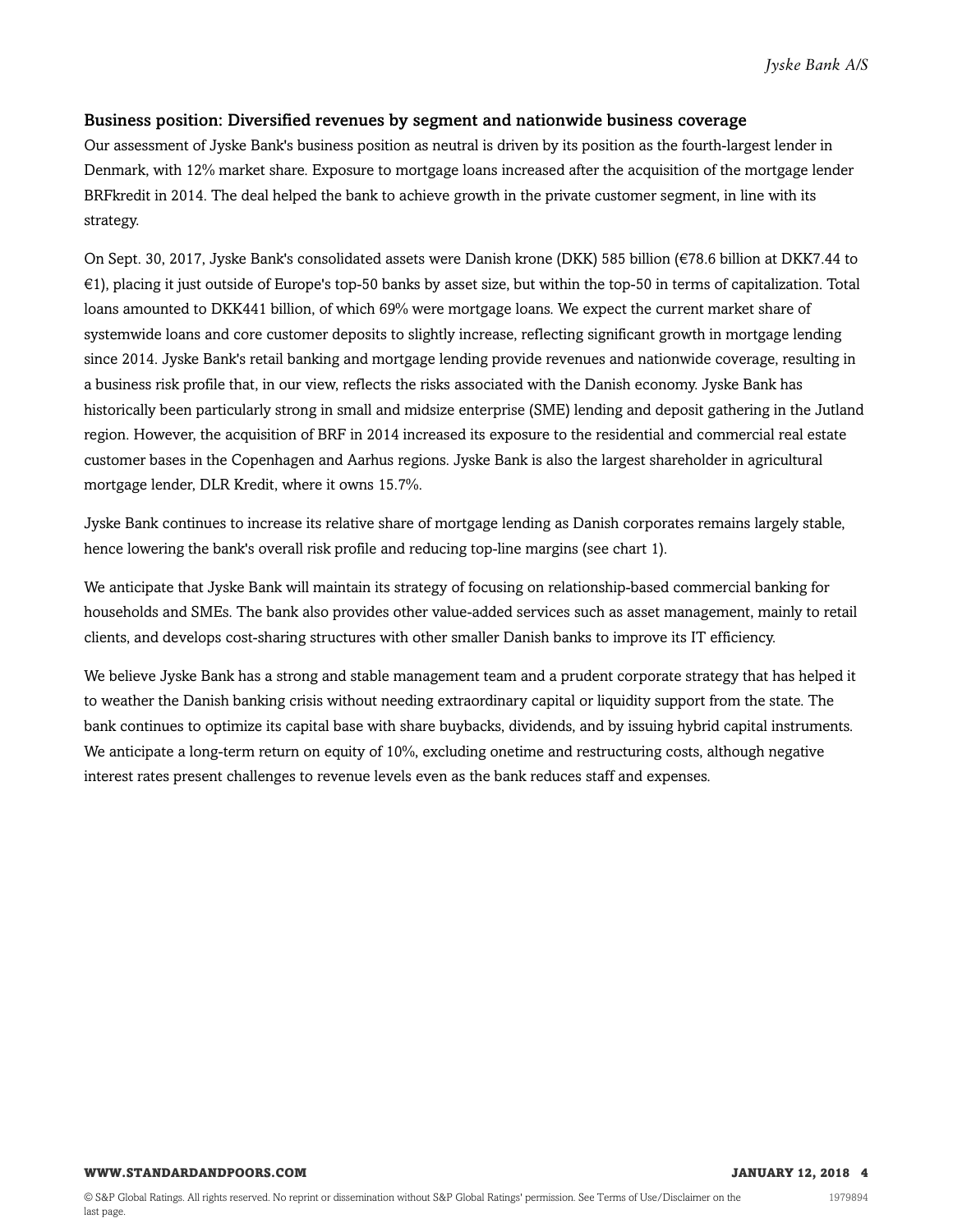## Business position: Diversified revenues by segment and nationwide business coverage

Our assessment of Jyske Bank's business position as neutral is driven by its position as the fourth-largest lender in Denmark, with 12% market share. Exposure to mortgage loans increased after the acquisition of the mortgage lender BRFkredit in 2014. The deal helped the bank to achieve growth in the private customer segment, in line with its strategy.

On Sept. 30, 2017, Jyske Bank's consolidated assets were Danish krone (DKK) 585 billion (€78.6 billion at DKK7.44 to €1), placing it just outside of Europe's top-50 banks by asset size, but within the top-50 in terms of capitalization. Total loans amounted to DKK441 billion, of which 69% were mortgage loans. We expect the current market share of systemwide loans and core customer deposits to slightly increase, reflecting significant growth in mortgage lending since 2014. Jyske Bank's retail banking and mortgage lending provide revenues and nationwide coverage, resulting in a business risk profile that, in our view, reflects the risks associated with the Danish economy. Jyske Bank has historically been particularly strong in small and midsize enterprise (SME) lending and deposit gathering in the Jutland region. However, the acquisition of BRF in 2014 increased its exposure to the residential and commercial real estate customer bases in the Copenhagen and Aarhus regions. Jyske Bank is also the largest shareholder in agricultural mortgage lender, DLR Kredit, where it owns 15.7%.

Jyske Bank continues to increase its relative share of mortgage lending as Danish corporates remains largely stable, hence lowering the bank's overall risk profile and reducing top-line margins (see chart 1).

We anticipate that Jyske Bank will maintain its strategy of focusing on relationship-based commercial banking for households and SMEs. The bank also provides other value-added services such as asset management, mainly to retail clients, and develops cost-sharing structures with other smaller Danish banks to improve its IT efficiency.

We believe Jyske Bank has a strong and stable management team and a prudent corporate strategy that has helped it to weather the Danish banking crisis without needing extraordinary capital or liquidity support from the state. The bank continues to optimize its capital base with share buybacks, dividends, and by issuing hybrid capital instruments. We anticipate a long-term return on equity of 10%, excluding onetime and restructuring costs, although negative interest rates present challenges to revenue levels even as the bank reduces staff and expenses.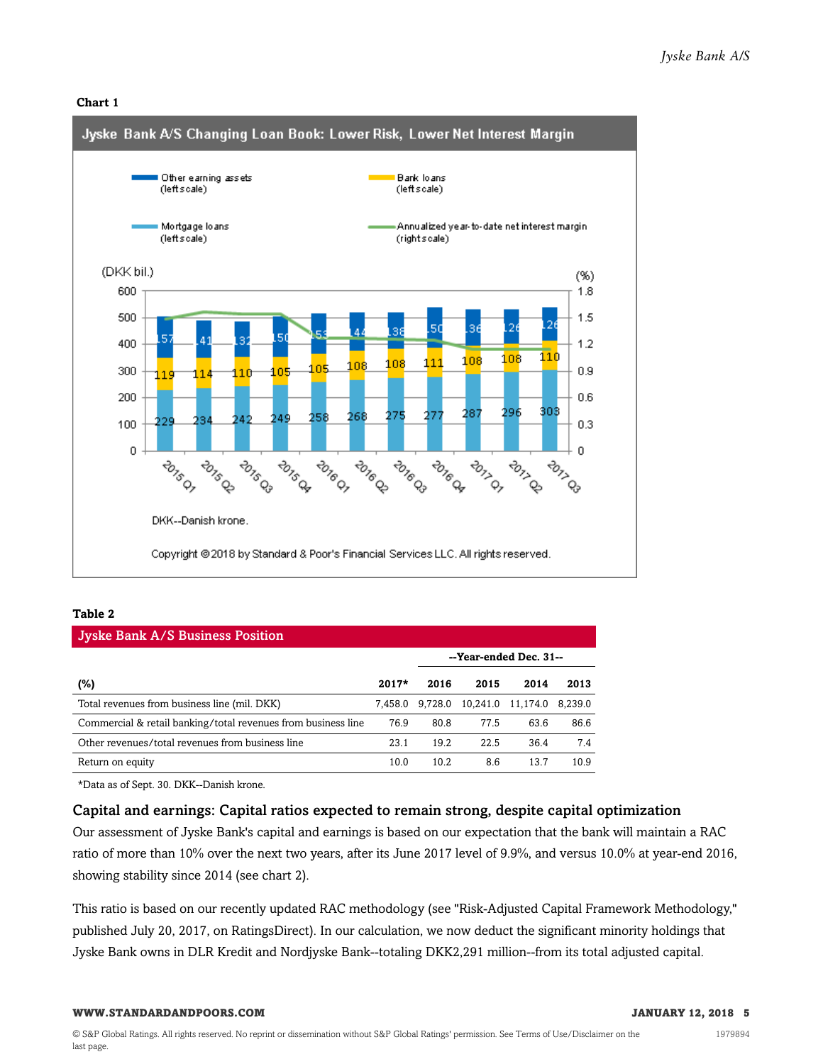**Chart 1**

**Jyske Bank A/S Changing Loan Book: Lower Risk, Lower Net Interest Margin**

| | 2015 Q1 | 2015 Q2 | 2015 Q3 | 2015 Q4 | 2016 Q1 | 2016 Q2 | 2016 Q3 | 2016 Q4 | 2017 Q1 | 2017 Q2 | 2017 Q3 |
|---|---|---|---|---|---|---|---|---|---|---|---|
| Other earning assets (left scale, DKK bil.) | 157 | 141 | 132 | 150 | 153 | 144 | 138 | 150 | 136 | 126 | 126 |
| Bank loans (left scale, DKK bil.) | 119 | 114 | 110 | 105 | 105 | 108 | 108 | 111 | 108 | 108 | 110 |
| Mortgage loans (left scale, DKK bil.) | 229 | 234 | 242 | 249 | 258 | 268 | 275 | 277 | 287 | 296 | 303 |

Annualized year-to-date net interest margin (right scale, %)

DKK--Danish krone.

Copyright © 2018 by Standard & Poor's Financial Services LLC. All rights reserved.

**Table 2**

**Jyske Bank A/S Business Position**

| | | --Year-ended Dec. 31-- | | | |
|---|---|---|---|---|---|
| **(%)** | **2017*** | **2016** | **2015** | **2014** | **2013** |
| Total revenues from business line (mil. DKK) | 7,458.0 | 9,728.0 | 10,241.0 | 11,174.0 | 8,239.0 |
| Commercial & retail banking/total revenues from business line | 76.9 | 80.8 | 77.5 | 63.6 | 86.6 |
| Other revenues/total revenues from business line | 23.1 | 19.2 | 22.5 | 36.4 | 7.4 |
| Return on equity | 10.0 | 10.2 | 8.6 | 13.7 | 10.9 |

*Data as of Sept. 30. DKK--Danish krone.

## Capital and earnings: Capital ratios expected to remain strong, despite capital optimization

Our assessment of Jyske Bank's capital and earnings is based on our expectation that the bank will maintain a RAC ratio of more than 10% over the next two years, after its June 2017 level of 9.9%, and versus 10.0% at year-end 2016, showing stability since 2014 (see chart 2).

This ratio is based on our recently updated RAC methodology (see "Risk-Adjusted Capital Framework Methodology," published July 20, 2017, on RatingsDirect). In our calculation, we now deduct the significant minority holdings that Jyske Bank owns in DLR Kredit and Nordjyske Bank--totaling DKK2,291 million--from its total adjusted capital.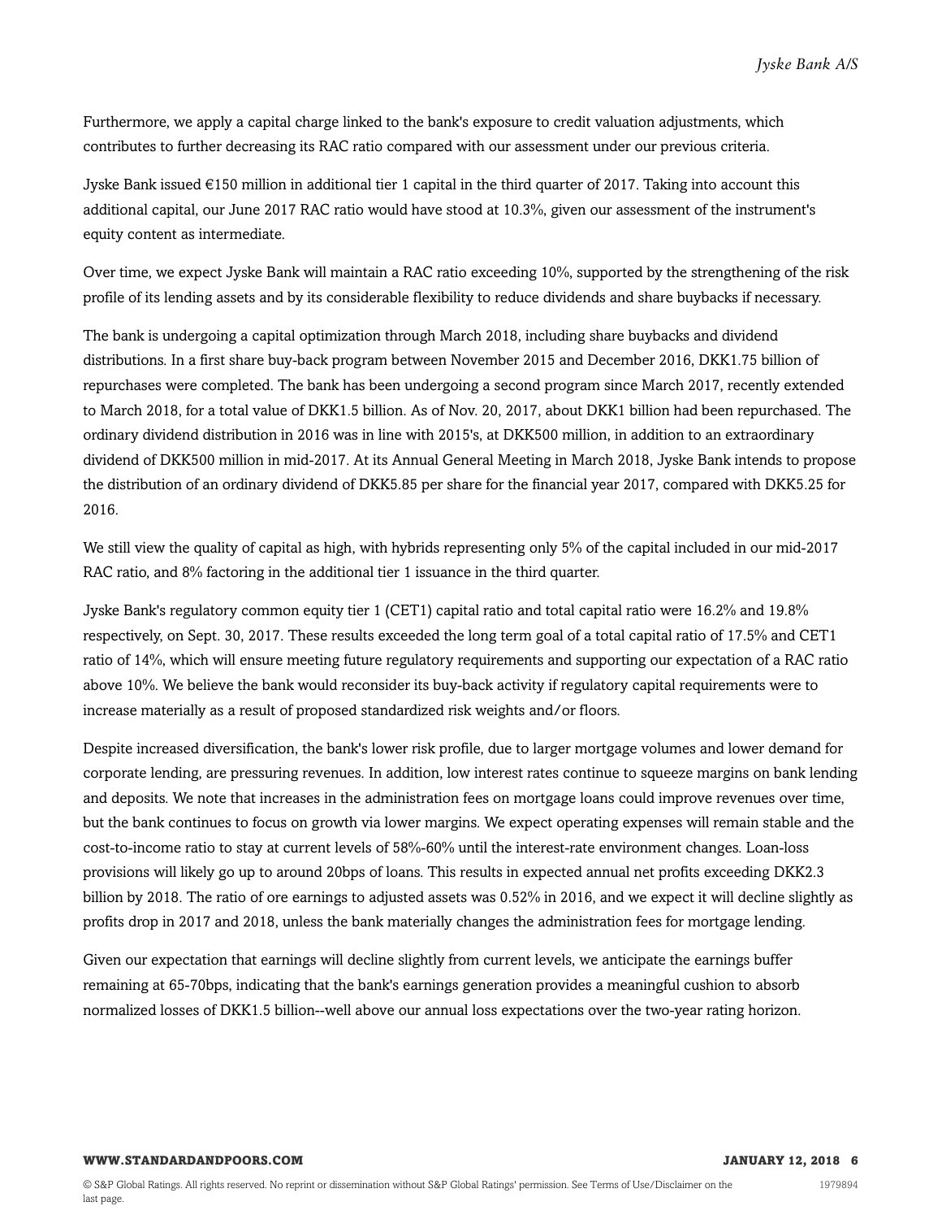Furthermore, we apply a capital charge linked to the bank's exposure to credit valuation adjustments, which contributes to further decreasing its RAC ratio compared with our assessment under our previous criteria.

Jyske Bank issued €150 million in additional tier 1 capital in the third quarter of 2017. Taking into account this additional capital, our June 2017 RAC ratio would have stood at 10.3%, given our assessment of the instrument's equity content as intermediate.

Over time, we expect Jyske Bank will maintain a RAC ratio exceeding 10%, supported by the strengthening of the risk profile of its lending assets and by its considerable flexibility to reduce dividends and share buybacks if necessary.

The bank is undergoing a capital optimization through March 2018, including share buybacks and dividend distributions. In a first share buy-back program between November 2015 and December 2016, DKK1.75 billion of repurchases were completed. The bank has been undergoing a second program since March 2017, recently extended to March 2018, for a total value of DKK1.5 billion. As of Nov. 20, 2017, about DKK1 billion had been repurchased. The ordinary dividend distribution in 2016 was in line with 2015's, at DKK500 million, in addition to an extraordinary dividend of DKK500 million in mid-2017. At its Annual General Meeting in March 2018, Jyske Bank intends to propose the distribution of an ordinary dividend of DKK5.85 per share for the financial year 2017, compared with DKK5.25 for 2016.

We still view the quality of capital as high, with hybrids representing only 5% of the capital included in our mid-2017 RAC ratio, and 8% factoring in the additional tier 1 issuance in the third quarter.

Jyske Bank's regulatory common equity tier 1 (CET1) capital ratio and total capital ratio were 16.2% and 19.8% respectively, on Sept. 30, 2017. These results exceeded the long term goal of a total capital ratio of 17.5% and CET1 ratio of 14%, which will ensure meeting future regulatory requirements and supporting our expectation of a RAC ratio above 10%. We believe the bank would reconsider its buy-back activity if regulatory capital requirements were to increase materially as a result of proposed standardized risk weights and/or floors.

Despite increased diversification, the bank's lower risk profile, due to larger mortgage volumes and lower demand for corporate lending, are pressuring revenues. In addition, low interest rates continue to squeeze margins on bank lending and deposits. We note that increases in the administration fees on mortgage loans could improve revenues over time, but the bank continues to focus on growth via lower margins. We expect operating expenses will remain stable and the cost-to-income ratio to stay at current levels of 58%-60% until the interest-rate environment changes. Loan-loss provisions will likely go up to around 20bps of loans. This results in expected annual net profits exceeding DKK2.3 billion by 2018. The ratio of ore earnings to adjusted assets was 0.52% in 2016, and we expect it will decline slightly as profits drop in 2017 and 2018, unless the bank materially changes the administration fees for mortgage lending.

Given our expectation that earnings will decline slightly from current levels, we anticipate the earnings buffer remaining at 65-70bps, indicating that the bank's earnings generation provides a meaningful cushion to absorb normalized losses of DKK1.5 billion--well above our annual loss expectations over the two-year rating horizon.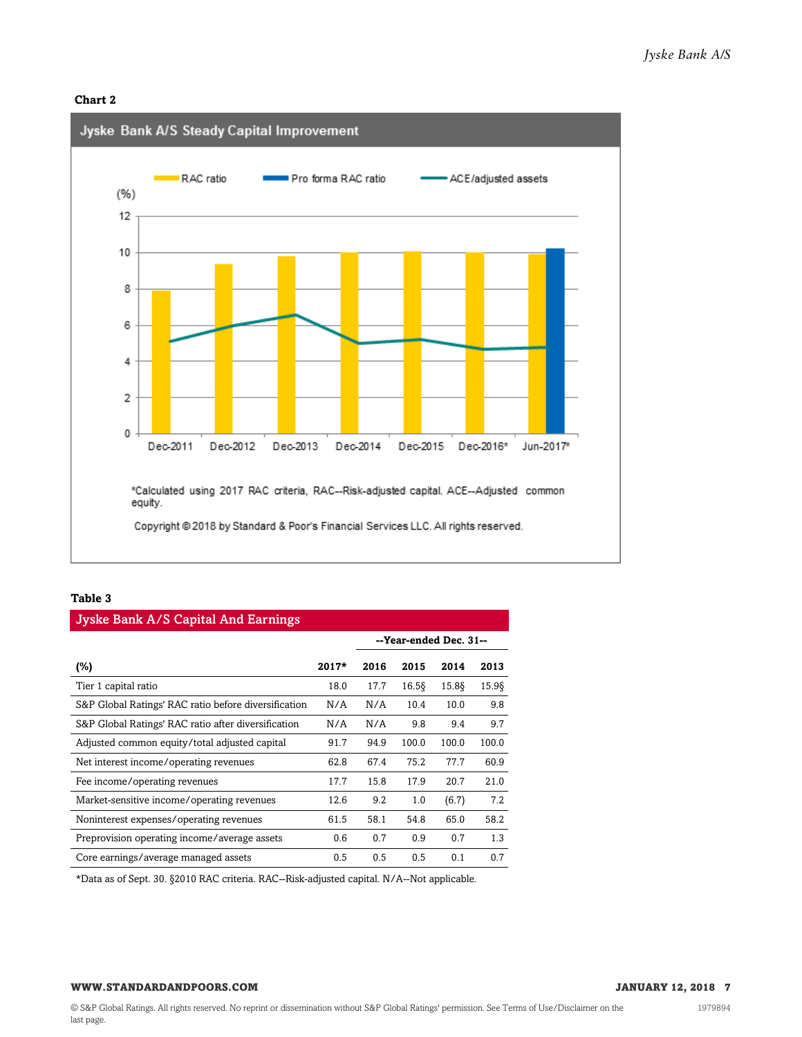**Chart 2**

**Jyske Bank A/S Steady Capital Improvement**

RAC ratio | Pro forma RAC ratio | ACE/adjusted assets

(%)

*Calculated using 2017 RAC criteria. RAC--Risk-adjusted capital. ACE--Adjusted common equity.

Copyright © 2018 by Standard & Poor's Financial Services LLC. All rights reserved.

**Table 3**

**Jyske Bank A/S Capital And Earnings**

| | | --Year-ended Dec. 31-- | | | |
|---|---|---|---|---|---|
| (%) | 2017* | 2016 | 2015 | 2014 | 2013 |
| Tier 1 capital ratio | 18.0 | 17.7 | 16.5§ | 15.8§ | 15.9§ |
| S&P Global Ratings' RAC ratio before diversification | N/A | N/A | 10.4 | 10.0 | 9.8 |
| S&P Global Ratings' RAC ratio after diversification | N/A | N/A | 9.8 | 9.4 | 9.7 |
| Adjusted common equity/total adjusted capital | 91.7 | 94.9 | 100.0 | 100.0 | 100.0 |
| Net interest income/operating revenues | 62.8 | 67.4 | 75.2 | 77.7 | 60.9 |
| Fee income/operating revenues | 17.7 | 15.8 | 17.9 | 20.7 | 21.0 |
| Market-sensitive income/operating revenues | 12.6 | 9.2 | 1.0 | (6.7) | 7.2 |
| Noninterest expenses/operating revenues | 61.5 | 58.1 | 54.8 | 65.0 | 58.2 |
| Preprovision operating income/average assets | 0.6 | 0.7 | 0.9 | 0.7 | 1.3 |
| Core earnings/average managed assets | 0.5 | 0.5 | 0.5 | 0.1 | 0.7 |

*Data as of Sept. 30. §2010 RAC criteria. RAC--Risk-adjusted capital. N/A--Not applicable.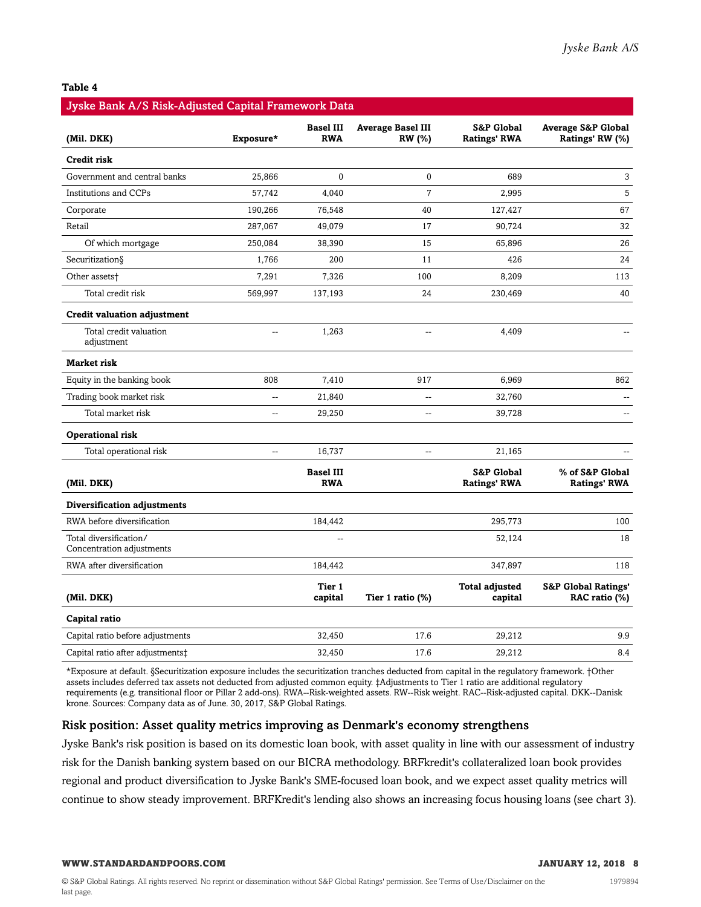**Table 4**

**Jyske Bank A/S Risk-Adjusted Capital Framework Data**

| (Mil. DKK) | Exposure* | Basel III RWA | Average Basel III RW (%) | S&P Global Ratings' RWA | Average S&P Global Ratings' RW (%) |
|---|---|---|---|---|---|
| **Credit risk** | | | | | |
| Government and central banks | 25,866 | 0 | 0 | 689 | 3 |
| Institutions and CCPs | 57,742 | 4,040 | 7 | 2,995 | 5 |
| Corporate | 190,266 | 76,548 | 40 | 127,427 | 67 |
| Retail | 287,067 | 49,079 | 17 | 90,724 | 32 |
| Of which mortgage | 250,084 | 38,390 | 15 | 65,896 | 26 |
| Securitization§ | 1,766 | 200 | 11 | 426 | 24 |
| Other assets† | 7,291 | 7,326 | 100 | 8,209 | 113 |
| Total credit risk | 569,997 | 137,193 | 24 | 230,469 | 40 |
| **Credit valuation adjustment** | | | | | |
| Total credit valuation adjustment | -- | 1,263 | -- | 4,409 | -- |
| **Market risk** | | | | | |
| Equity in the banking book | 808 | 7,410 | 917 | 6,969 | 862 |
| Trading book market risk | -- | 21,840 | -- | 32,760 | -- |
| Total market risk | -- | 29,250 | -- | 39,728 | -- |
| **Operational risk** | | | | | |
| Total operational risk | -- | 16,737 | -- | 21,165 | -- |
| **(Mil. DKK)** | | **Basel III RWA** | | **S&P Global Ratings' RWA** | **% of S&P Global Ratings' RWA** |
| **Diversification adjustments** | | | | | |
| RWA before diversification | | 184,442 | | 295,773 | 100 |
| Total diversification/ Concentration adjustments | | -- | | 52,124 | 18 |
| RWA after diversification | | 184,442 | | 347,897 | 118 |
| **(Mil. DKK)** | | **Tier 1 capital** | **Tier 1 ratio (%)** | **Total adjusted capital** | **S&P Global Ratings' RAC ratio (%)** |
| **Capital ratio** | | | | | |
| Capital ratio before adjustments | | 32,450 | 17.6 | 29,212 | 9.9 |
| Capital ratio after adjustments‡ | | 32,450 | 17.6 | 29,212 | 8.4 |

*Exposure at default. §Securitization exposure includes the securitization tranches deducted from capital in the regulatory framework. †Other assets includes deferred tax assets not deducted from adjusted common equity. ‡Adjustments to Tier 1 ratio are additional regulatory requirements (e.g. transitional floor or Pillar 2 add-ons). RWA--Risk-weighted assets. RW--Risk weight. RAC--Risk-adjusted capital. DKK--Danish krone. Sources: Company data as of June. 30, 2017, S&P Global Ratings.

## Risk position: Asset quality metrics improving as Denmark's economy strengthens

Jyske Bank's risk position is based on its domestic loan book, with asset quality in line with our assessment of industry risk for the Danish banking system based on our BICRA methodology. BRFkredit's collateralized loan book provides regional and product diversification to Jyske Bank's SME-focused loan book, and we expect asset quality metrics will continue to show steady improvement. BRFKredit's lending also shows an increasing focus housing loans (see chart 3).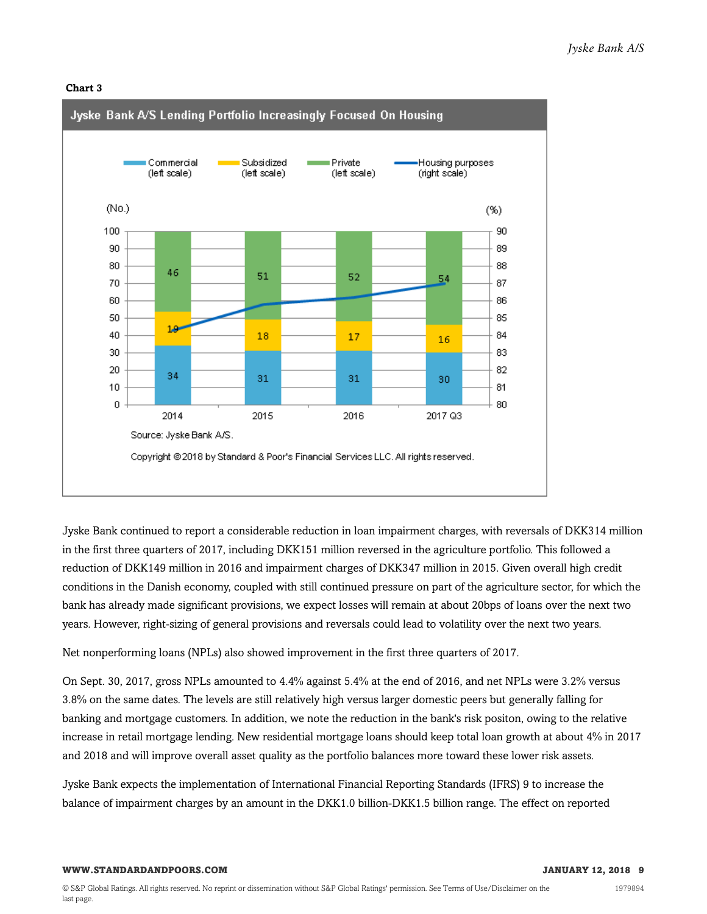**Chart 3**

**Jyske Bank A/S Lending Portfolio Increasingly Focused On Housing**

| | Commercial (left scale) (No.) | Subsidized (left scale) (No.) | Private (left scale) (No.) |
|---|---|---|---|
| 2014 | 34 | 19 | 46 |
| 2015 | 31 | 18 | 51 |
| 2016 | 31 | 17 | 52 |
| 2017 Q3 | 30 | 16 | 54 |

Housing purposes (right scale) (%)

Source: Jyske Bank A/S.

Copyright © 2018 by Standard & Poor's Financial Services LLC. All rights reserved.

Jyske Bank continued to report a considerable reduction in loan impairment charges, with reversals of DKK314 million in the first three quarters of 2017, including DKK151 million reversed in the agriculture portfolio. This followed a reduction of DKK149 million in 2016 and impairment charges of DKK347 million in 2015. Given overall high credit conditions in the Danish economy, coupled with still continued pressure on part of the agriculture sector, for which the bank has already made significant provisions, we expect losses will remain at about 20bps of loans over the next two years. However, right-sizing of general provisions and reversals could lead to volatility over the next two years.

Net nonperforming loans (NPLs) also showed improvement in the first three quarters of 2017.

On Sept. 30, 2017, gross NPLs amounted to 4.4% against 5.4% at the end of 2016, and net NPLs were 3.2% versus 3.8% on the same dates. The levels are still relatively high versus larger domestic peers but generally falling for banking and mortgage customers. In addition, we note the reduction in the bank's risk positon, owing to the relative increase in retail mortgage lending. New residential mortgage loans should keep total loan growth at about 4% in 2017 and 2018 and will improve overall asset quality as the portfolio balances more toward these lower risk assets.

Jyske Bank expects the implementation of International Financial Reporting Standards (IFRS) 9 to increase the balance of impairment charges by an amount in the DKK1.0 billion-DKK1.5 billion range. The effect on reported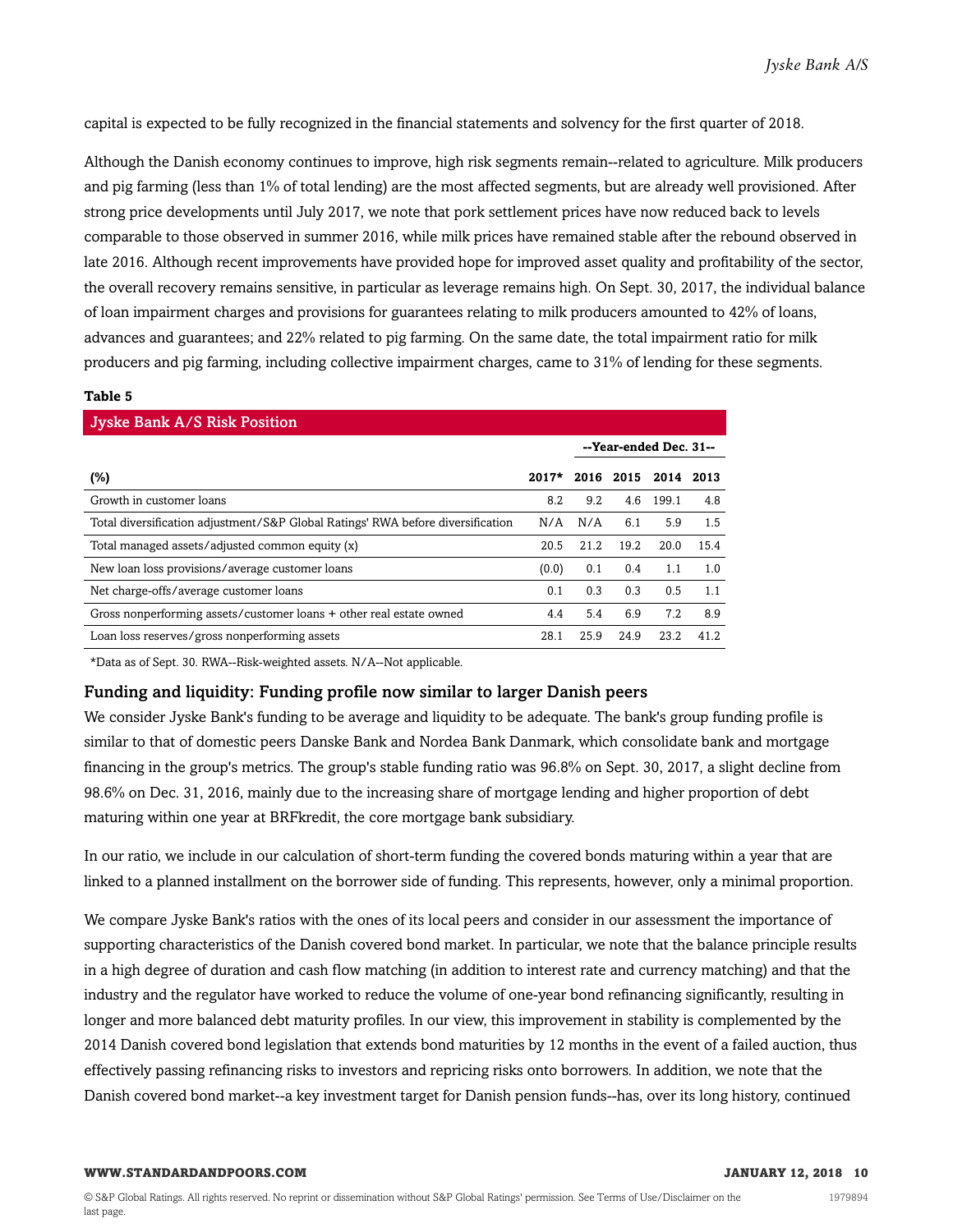capital is expected to be fully recognized in the financial statements and solvency for the first quarter of 2018.

Although the Danish economy continues to improve, high risk segments remain--related to agriculture. Milk producers and pig farming (less than 1% of total lending) are the most affected segments, but are already well provisioned. After strong price developments until July 2017, we note that pork settlement prices have now reduced back to levels comparable to those observed in summer 2016, while milk prices have remained stable after the rebound observed in late 2016. Although recent improvements have provided hope for improved asset quality and profitability of the sector, the overall recovery remains sensitive, in particular as leverage remains high. On Sept. 30, 2017, the individual balance of loan impairment charges and provisions for guarantees relating to milk producers amounted to 42% of loans, advances and guarantees; and 22% related to pig farming. On the same date, the total impairment ratio for milk producers and pig farming, including collective impairment charges, came to 31% of lending for these segments.

**Table 5**

**Jyske Bank A/S Risk Position**

| | | --Year-ended Dec. 31-- | | | |
|---|---|---|---|---|---|
| **(%)** | **2017*** | **2016** | **2015** | **2014** | **2013** |
| Growth in customer loans | 8.2 | 9.2 | 4.6 | 199.1 | 4.8 |
| Total diversification adjustment/S&P Global Ratings' RWA before diversification | N/A | N/A | 6.1 | 5.9 | 1.5 |
| Total managed assets/adjusted common equity (x) | 20.5 | 21.2 | 19.2 | 20.0 | 15.4 |
| New loan loss provisions/average customer loans | (0.0) | 0.1 | 0.4 | 1.1 | 1.0 |
| Net charge-offs/average customer loans | 0.1 | 0.3 | 0.3 | 0.5 | 1.1 |
| Gross nonperforming assets/customer loans + other real estate owned | 4.4 | 5.4 | 6.9 | 7.2 | 8.9 |
| Loan loss reserves/gross nonperforming assets | 28.1 | 25.9 | 24.9 | 23.2 | 41.2 |

*Data as of Sept. 30. RWA--Risk-weighted assets. N/A--Not applicable.

## Funding and liquidity: Funding profile now similar to larger Danish peers

We consider Jyske Bank's funding to be average and liquidity to be adequate. The bank's group funding profile is similar to that of domestic peers Danske Bank and Nordea Bank Danmark, which consolidate bank and mortgage financing in the group's metrics. The group's stable funding ratio was 96.8% on Sept. 30, 2017, a slight decline from 98.6% on Dec. 31, 2016, mainly due to the increasing share of mortgage lending and higher proportion of debt maturing within one year at BRFkredit, the core mortgage bank subsidiary.

In our ratio, we include in our calculation of short-term funding the covered bonds maturing within a year that are linked to a planned installment on the borrower side of funding. This represents, however, only a minimal proportion.

We compare Jyske Bank's ratios with the ones of its local peers and consider in our assessment the importance of supporting characteristics of the Danish covered bond market. In particular, we note that the balance principle results in a high degree of duration and cash flow matching (in addition to interest rate and currency matching) and that the industry and the regulator have worked to reduce the volume of one-year bond refinancing significantly, resulting in longer and more balanced debt maturity profiles. In our view, this improvement in stability is complemented by the 2014 Danish covered bond legislation that extends bond maturities by 12 months in the event of a failed auction, thus effectively passing refinancing risks to investors and repricing risks onto borrowers. In addition, we note that the Danish covered bond market--a key investment target for Danish pension funds--has, over its long history, continued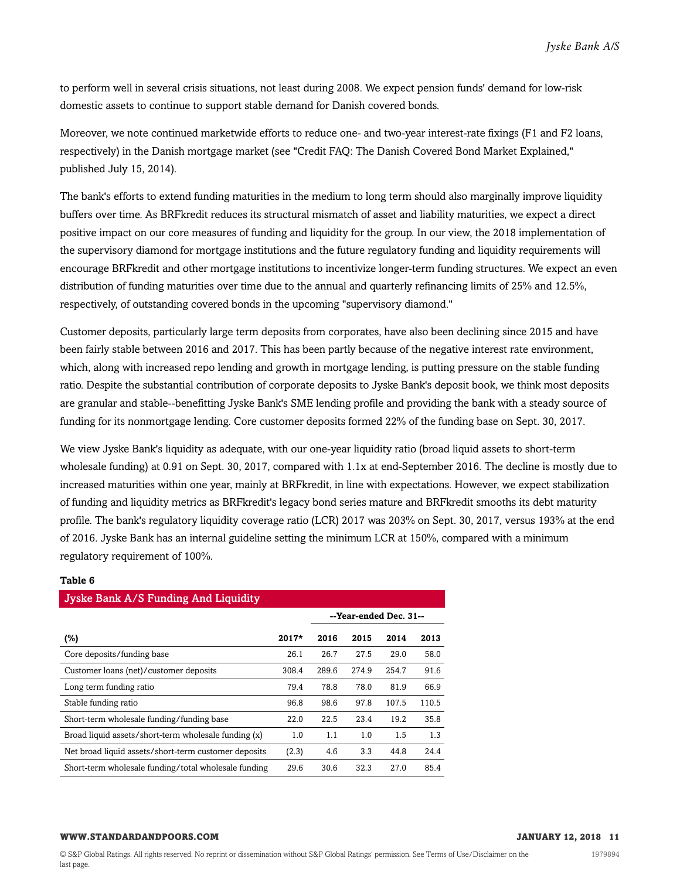to perform well in several crisis situations, not least during 2008. We expect pension funds' demand for low-risk domestic assets to continue to support stable demand for Danish covered bonds.

Moreover, we note continued marketwide efforts to reduce one- and two-year interest-rate fixings (F1 and F2 loans, respectively) in the Danish mortgage market (see "Credit FAQ: The Danish Covered Bond Market Explained," published July 15, 2014).

The bank's efforts to extend funding maturities in the medium to long term should also marginally improve liquidity buffers over time. As BRFkredit reduces its structural mismatch of asset and liability maturities, we expect a direct positive impact on our core measures of funding and liquidity for the group. In our view, the 2018 implementation of the supervisory diamond for mortgage institutions and the future regulatory funding and liquidity requirements will encourage BRFkredit and other mortgage institutions to incentivize longer-term funding structures. We expect an even distribution of funding maturities over time due to the annual and quarterly refinancing limits of 25% and 12.5%, respectively, of outstanding covered bonds in the upcoming "supervisory diamond."

Customer deposits, particularly large term deposits from corporates, have also been declining since 2015 and have been fairly stable between 2016 and 2017. This has been partly because of the negative interest rate environment, which, along with increased repo lending and growth in mortgage lending, is putting pressure on the stable funding ratio. Despite the substantial contribution of corporate deposits to Jyske Bank's deposit book, we think most deposits are granular and stable--benefitting Jyske Bank's SME lending profile and providing the bank with a steady source of funding for its nonmortgage lending. Core customer deposits formed 22% of the funding base on Sept. 30, 2017.

We view Jyske Bank's liquidity as adequate, with our one-year liquidity ratio (broad liquid assets to short-term wholesale funding) at 0.91 on Sept. 30, 2017, compared with 1.1x at end-September 2016. The decline is mostly due to increased maturities within one year, mainly at BRFkredit, in line with expectations. However, we expect stabilization of funding and liquidity metrics as BRFkredit's legacy bond series mature and BRFkredit smooths its debt maturity profile. The bank's regulatory liquidity coverage ratio (LCR) 2017 was 203% on Sept. 30, 2017, versus 193% at the end of 2016. Jyske Bank has an internal guideline setting the minimum LCR at 150%, compared with a minimum regulatory requirement of 100%.

**Table 6**

**Jyske Bank A/S Funding And Liquidity**

| | | --Year-ended Dec. 31-- | | | |
|---|---|---|---|---|---|
| (%) | 2017* | 2016 | 2015 | 2014 | 2013 |
| Core deposits/funding base | 26.1 | 26.7 | 27.5 | 29.0 | 58.0 |
| Customer loans (net)/customer deposits | 308.4 | 289.6 | 274.9 | 254.7 | 91.6 |
| Long term funding ratio | 79.4 | 78.8 | 78.0 | 81.9 | 66.9 |
| Stable funding ratio | 96.8 | 98.6 | 97.8 | 107.5 | 110.5 |
| Short-term wholesale funding/funding base | 22.0 | 22.5 | 23.4 | 19.2 | 35.8 |
| Broad liquid assets/short-term wholesale funding (x) | 1.0 | 1.1 | 1.0 | 1.5 | 1.3 |
| Net broad liquid assets/short-term customer deposits | (2.3) | 4.6 | 3.3 | 44.8 | 24.4 |
| Short-term wholesale funding/total wholesale funding | 29.6 | 30.6 | 32.3 | 27.0 | 85.4 |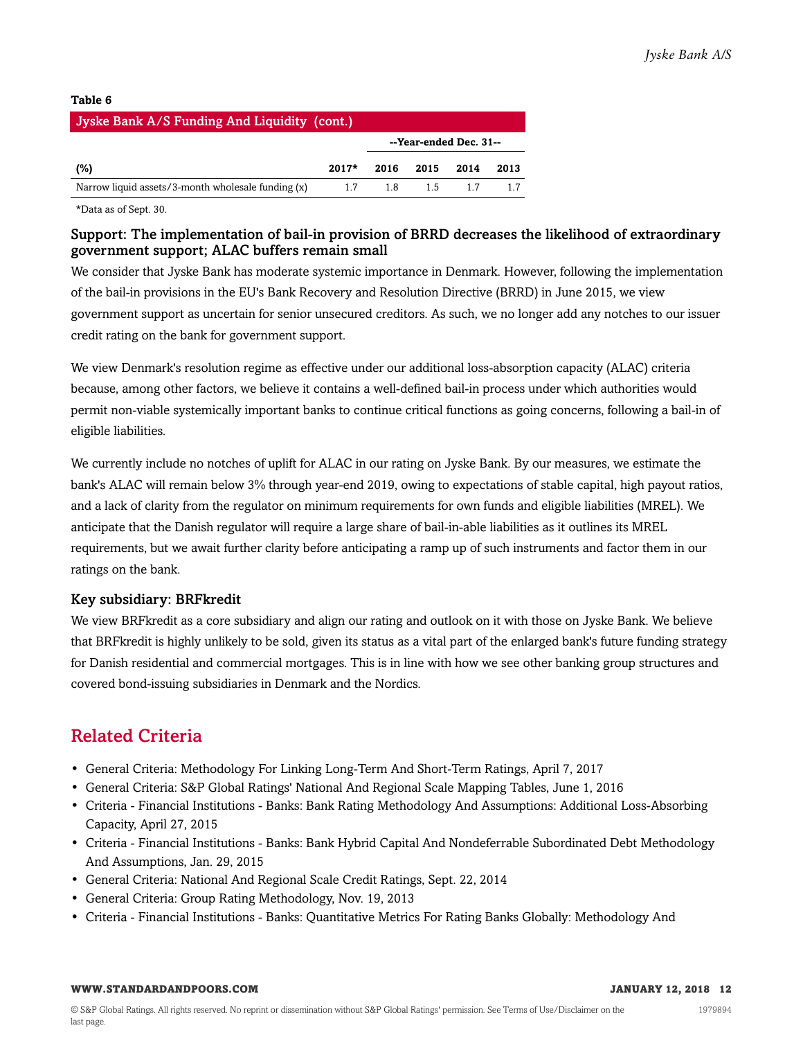**Table 6**

**Jyske Bank A/S Funding And Liquidity (cont.)**

| | --Year-ended Dec. 31-- | | | | |
|---|---|---|---|---|---|
| **(%)** | **2017*** | **2016** | **2015** | **2014** | **2013** |
| Narrow liquid assets/3-month wholesale funding (x) | 1.7 | 1.8 | 1.5 | 1.7 | 1.7 |

*Data as of Sept. 30.

### Support: The implementation of bail-in provision of BRRD decreases the likelihood of extraordinary government support; ALAC buffers remain small

We consider that Jyske Bank has moderate systemic importance in Denmark. However, following the implementation of the bail-in provisions in the EU's Bank Recovery and Resolution Directive (BRRD) in June 2015, we view government support as uncertain for senior unsecured creditors. As such, we no longer add any notches to our issuer credit rating on the bank for government support.

We view Denmark's resolution regime as effective under our additional loss-absorption capacity (ALAC) criteria because, among other factors, we believe it contains a well-defined bail-in process under which authorities would permit non-viable systemically important banks to continue critical functions as going concerns, following a bail-in of eligible liabilities.

We currently include no notches of uplift for ALAC in our rating on Jyske Bank. By our measures, we estimate the bank's ALAC will remain below 3% through year-end 2019, owing to expectations of stable capital, high payout ratios, and a lack of clarity from the regulator on minimum requirements for own funds and eligible liabilities (MREL). We anticipate that the Danish regulator will require a large share of bail-in-able liabilities as it outlines its MREL requirements, but we await further clarity before anticipating a ramp up of such instruments and factor them in our ratings on the bank.

### Key subsidiary: BRFkredit

We view BRFkredit as a core subsidiary and align our rating and outlook on it with those on Jyske Bank. We believe that BRFkredit is highly unlikely to be sold, given its status as a vital part of the enlarged bank's future funding strategy for Danish residential and commercial mortgages. This is in line with how we see other banking group structures and covered bond-issuing subsidiaries in Denmark and the Nordics.

## Related Criteria

- General Criteria: Methodology For Linking Long-Term And Short-Term Ratings, April 7, 2017
- General Criteria: S&P Global Ratings' National And Regional Scale Mapping Tables, June 1, 2016
- Criteria - Financial Institutions - Banks: Bank Rating Methodology And Assumptions: Additional Loss-Absorbing Capacity, April 27, 2015
- Criteria - Financial Institutions - Banks: Bank Hybrid Capital And Nondeferrable Subordinated Debt Methodology And Assumptions, Jan. 29, 2015
- General Criteria: National And Regional Scale Credit Ratings, Sept. 22, 2014
- General Criteria: Group Rating Methodology, Nov. 19, 2013
- Criteria - Financial Institutions - Banks: Quantitative Metrics For Rating Banks Globally: Methodology And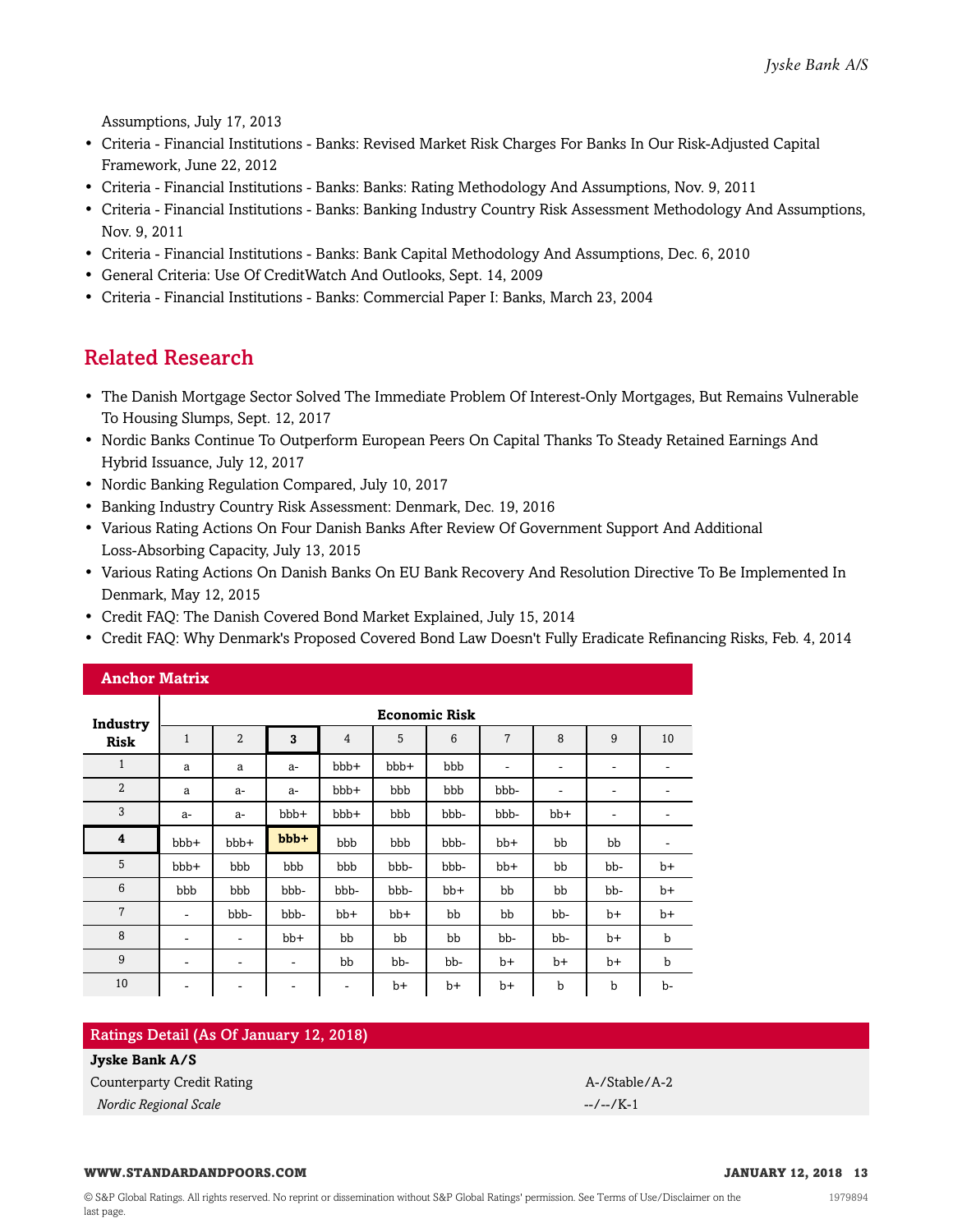Assumptions, July 17, 2013

- Criteria - Financial Institutions - Banks: Revised Market Risk Charges For Banks In Our Risk-Adjusted Capital Framework, June 22, 2012
- Criteria - Financial Institutions - Banks: Banks: Rating Methodology And Assumptions, Nov. 9, 2011
- Criteria - Financial Institutions - Banks: Banking Industry Country Risk Assessment Methodology And Assumptions, Nov. 9, 2011
- Criteria - Financial Institutions - Banks: Bank Capital Methodology And Assumptions, Dec. 6, 2010
- General Criteria: Use Of CreditWatch And Outlooks, Sept. 14, 2009
- Criteria - Financial Institutions - Banks: Commercial Paper I: Banks, March 23, 2004

## Related Research

- The Danish Mortgage Sector Solved The Immediate Problem Of Interest-Only Mortgages, But Remains Vulnerable To Housing Slumps, Sept. 12, 2017
- Nordic Banks Continue To Outperform European Peers On Capital Thanks To Steady Retained Earnings And Hybrid Issuance, July 12, 2017
- Nordic Banking Regulation Compared, July 10, 2017
- Banking Industry Country Risk Assessment: Denmark, Dec. 19, 2016
- Various Rating Actions On Four Danish Banks After Review Of Government Support And Additional Loss-Absorbing Capacity, July 13, 2015
- Various Rating Actions On Danish Banks On EU Bank Recovery And Resolution Directive To Be Implemented In Denmark, May 12, 2015
- Credit FAQ: The Danish Covered Bond Market Explained, July 15, 2014
- Credit FAQ: Why Denmark's Proposed Covered Bond Law Doesn't Fully Eradicate Refinancing Risks, Feb. 4, 2014

**Anchor Matrix**

| Industry Risk | Economic Risk | | | | | | | | | |
|---|---|---|---|---|---|---|---|---|---|---|
| | 1 | 2 | **3** | 4 | 5 | 6 | 7 | 8 | 9 | 10 |
| 1 | a | a | a- | bbb+ | bbb+ | bbb | - | - | - | - |
| 2 | a | a- | a- | bbb+ | bbb | bbb | bbb- | - | - | - |
| 3 | a- | a- | bbb+ | bbb+ | bbb | bbb- | bbb- | bb+ | - | - |
| **4** | bbb+ | bbb+ | **bbb+** | bbb | bbb | bbb- | bb+ | bb | bb | - |
| 5 | bbb+ | bbb | bbb | bbb | bbb- | bbb- | bb+ | bb | bb- | b+ |
| 6 | bbb | bbb | bbb- | bbb- | bbb- | bb+ | bb | bb | bb- | b+ |
| 7 | - | bbb- | bbb- | bb+ | bb+ | bb | bb | bb- | b+ | b+ |
| 8 | - | - | bb+ | bb | bb | bb | bb- | bb- | b+ | b |
| 9 | - | - | - | bb | bb- | bb- | b+ | b+ | b+ | b |
| 10 | - | - | - | - | b+ | b+ | b+ | b | b | b- |

**Ratings Detail (As Of January 12, 2018)**

| | |
|---|---|
| **Jyske Bank A/S** | |
| Counterparty Credit Rating | A-/Stable/A-2 |
| *Nordic Regional Scale* | --/--/K-1 |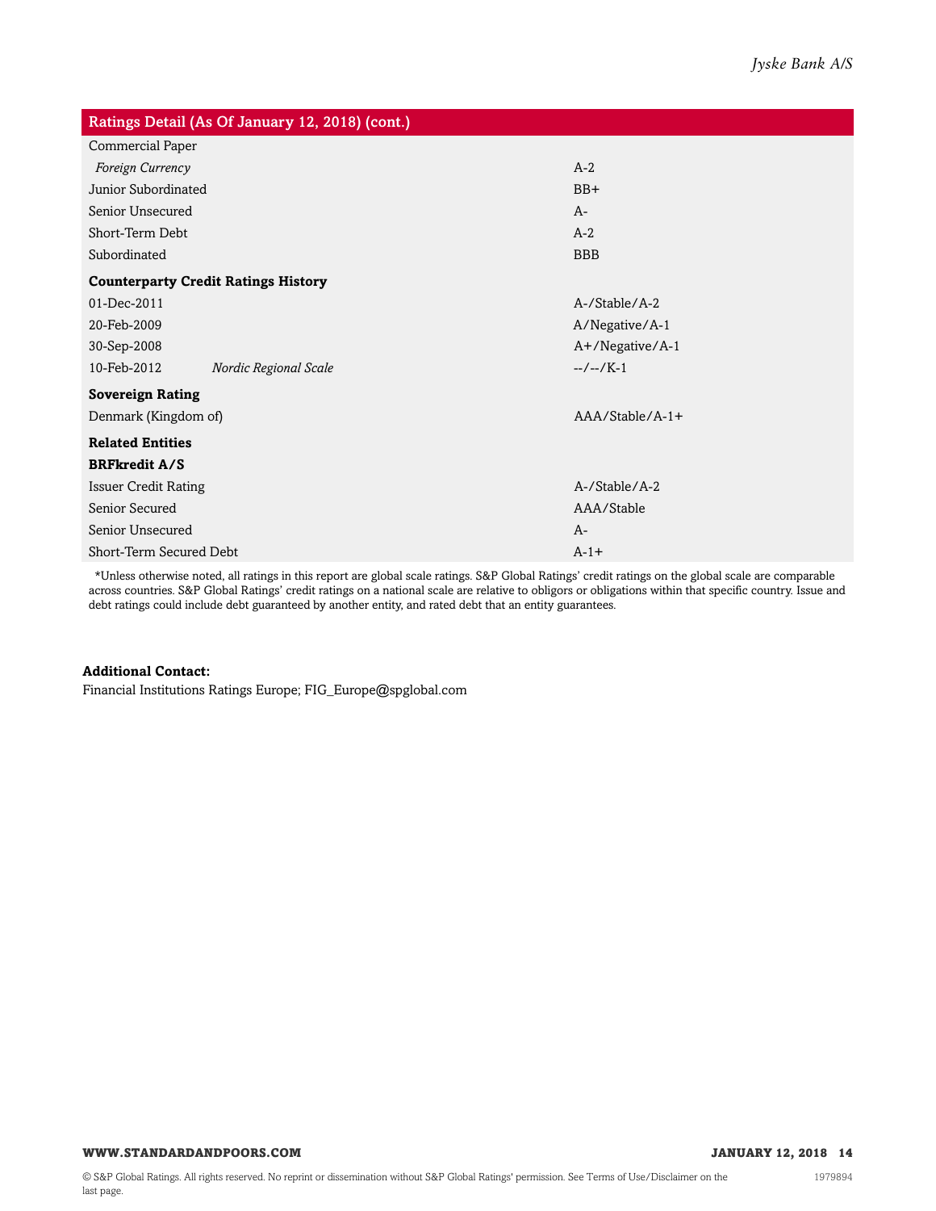| Ratings Detail (As Of January 12, 2018) (cont.) | |
|---|---|
| Commercial Paper | |
| *Foreign Currency* | A-2 |
| Junior Subordinated | BB+ |
| Senior Unsecured | A- |
| Short-Term Debt | A-2 |
| Subordinated | BBB |
| **Counterparty Credit Ratings History** | |
| 01-Dec-2011 | A-/Stable/A-2 |
| 20-Feb-2009 | A/Negative/A-1 |
| 30-Sep-2008 | A+/Negative/A-1 |
| 10-Feb-2012 *Nordic Regional Scale* | --/--/K-1 |
| **Sovereign Rating** | |
| Denmark (Kingdom of) | AAA/Stable/A-1+ |
| **Related Entities** | |
| **BRFkredit A/S** | |
| Issuer Credit Rating | A-/Stable/A-2 |
| Senior Secured | AAA/Stable |
| Senior Unsecured | A- |
| Short-Term Secured Debt | A-1+ |

*Unless otherwise noted, all ratings in this report are global scale ratings. S&P Global Ratings' credit ratings on the global scale are comparable across countries. S&P Global Ratings' credit ratings on a national scale are relative to obligors or obligations within that specific country. Issue and debt ratings could include debt guaranteed by another entity, and rated debt that an entity guarantees.

**Additional Contact:**
Financial Institutions Ratings Europe; FIG_Europe@spglobal.com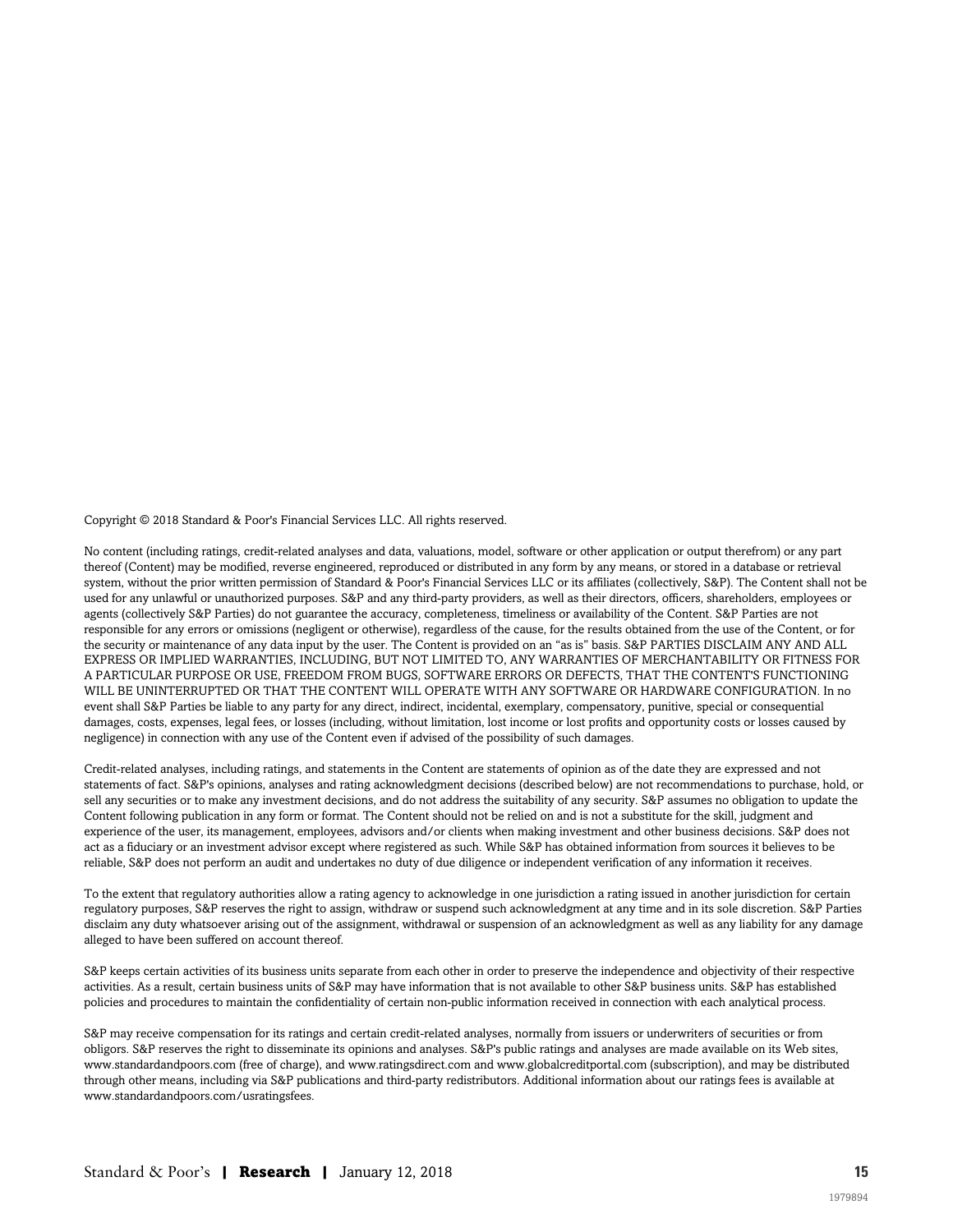Copyright © 2018 Standard & Poor's Financial Services LLC. All rights reserved.

No content (including ratings, credit-related analyses and data, valuations, model, software or other application or output therefrom) or any part thereof (Content) may be modified, reverse engineered, reproduced or distributed in any form by any means, or stored in a database or retrieval system, without the prior written permission of Standard & Poor's Financial Services LLC or its affiliates (collectively, S&P). The Content shall not be used for any unlawful or unauthorized purposes. S&P and any third-party providers, as well as their directors, officers, shareholders, employees or agents (collectively S&P Parties) do not guarantee the accuracy, completeness, timeliness or availability of the Content. S&P Parties are not responsible for any errors or omissions (negligent or otherwise), regardless of the cause, for the results obtained from the use of the Content, or for the security or maintenance of any data input by the user. The Content is provided on an "as is" basis. S&P PARTIES DISCLAIM ANY AND ALL EXPRESS OR IMPLIED WARRANTIES, INCLUDING, BUT NOT LIMITED TO, ANY WARRANTIES OF MERCHANTABILITY OR FITNESS FOR A PARTICULAR PURPOSE OR USE, FREEDOM FROM BUGS, SOFTWARE ERRORS OR DEFECTS, THAT THE CONTENT'S FUNCTIONING WILL BE UNINTERRUPTED OR THAT THE CONTENT WILL OPERATE WITH ANY SOFTWARE OR HARDWARE CONFIGURATION. In no event shall S&P Parties be liable to any party for any direct, indirect, incidental, exemplary, compensatory, punitive, special or consequential damages, costs, expenses, legal fees, or losses (including, without limitation, lost income or lost profits and opportunity costs or losses caused by negligence) in connection with any use of the Content even if advised of the possibility of such damages.

Credit-related analyses, including ratings, and statements in the Content are statements of opinion as of the date they are expressed and not statements of fact. S&P's opinions, analyses and rating acknowledgment decisions (described below) are not recommendations to purchase, hold, or sell any securities or to make any investment decisions, and do not address the suitability of any security. S&P assumes no obligation to update the Content following publication in any form or format. The Content should not be relied on and is not a substitute for the skill, judgment and experience of the user, its management, employees, advisors and/or clients when making investment and other business decisions. S&P does not act as a fiduciary or an investment advisor except where registered as such. While S&P has obtained information from sources it believes to be reliable, S&P does not perform an audit and undertakes no duty of due diligence or independent verification of any information it receives.

To the extent that regulatory authorities allow a rating agency to acknowledge in one jurisdiction a rating issued in another jurisdiction for certain regulatory purposes, S&P reserves the right to assign, withdraw or suspend such acknowledgment at any time and in its sole discretion. S&P Parties disclaim any duty whatsoever arising out of the assignment, withdrawal or suspension of an acknowledgment as well as any liability for any damage alleged to have been suffered on account thereof.

S&P keeps certain activities of its business units separate from each other in order to preserve the independence and objectivity of their respective activities. As a result, certain business units of S&P may have information that is not available to other S&P business units. S&P has established policies and procedures to maintain the confidentiality of certain non-public information received in connection with each analytical process.

S&P may receive compensation for its ratings and certain credit-related analyses, normally from issuers or underwriters of securities or from obligors. S&P reserves the right to disseminate its opinions and analyses. S&P's public ratings and analyses are made available on its Web sites, www.standardandpoors.com (free of charge), and www.ratingsdirect.com and www.globalcreditportal.com (subscription), and may be distributed through other means, including via S&P publications and third-party redistributors. Additional information about our ratings fees is available at www.standardandpoors.com/usratingsfees.